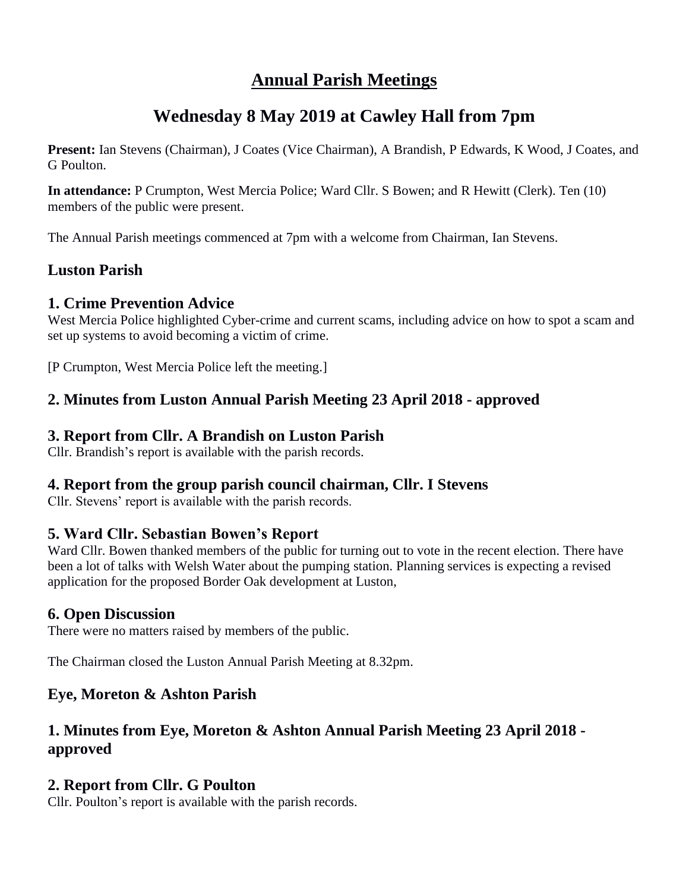# Annual Parish Meetings

## Wednesday 8 May 2019 at Cawley Hall from 7pm

**Present:** Ian Stevens (Chairman), J Coates (Vice Chairman), A Brandish, P Edwards, K Wood, J Coates, and G Poulton.

**In attendance:** P Crumpton, West Mercia Police; Ward Cllr. S Bowen; and R Hewitt (Clerk). Ten (10) members of the public were present.

The Annual Parish meetings commenced at 7pm with a welcome from Chairman, Ian Stevens.

### Luston Parish

### 1. Crime Prevention Advice

West Mercia Police highlighted Cyber-crime and current scams, including advice on how to spot a scam and set up systems to avoid becoming a victim of crime.

[P Crumpton, West Mercia Police left the meeting.]

### 2. Minutes from Luston Annual Parish Meeting 23 April 2018 - approved

### 3. Report from Cllr. A Brandish on Luston Parish

Cllr. Brandish's report is available with the parish records.

### 4. Report from the group parish council chairman, Cllr. I Stevens

Cllr. Stevens' report is available with the parish records.

### 5. Ward Cllr. Sebastian Bowen's Report

Ward Cllr. Bowen thanked members of the public for turning out to vote in the recent election. There have been a lot of talks with Welsh Water about the pumping station. Planning services is expecting a revised application for the proposed Border Oak development at Luston,

### 6. Open Discussion

There were no matters raised by members of the public.

The Chairman closed the Luston Annual Parish Meeting at 8.32pm.

### Eye, Moreton & Ashton Parish

### 1. Minutes from Eye, Moreton & Ashton Annual Parish Meeting 23 April 2018 - approved

### 2. Report from Cllr. G Poulton

Cllr. Poulton's report is available with the parish records.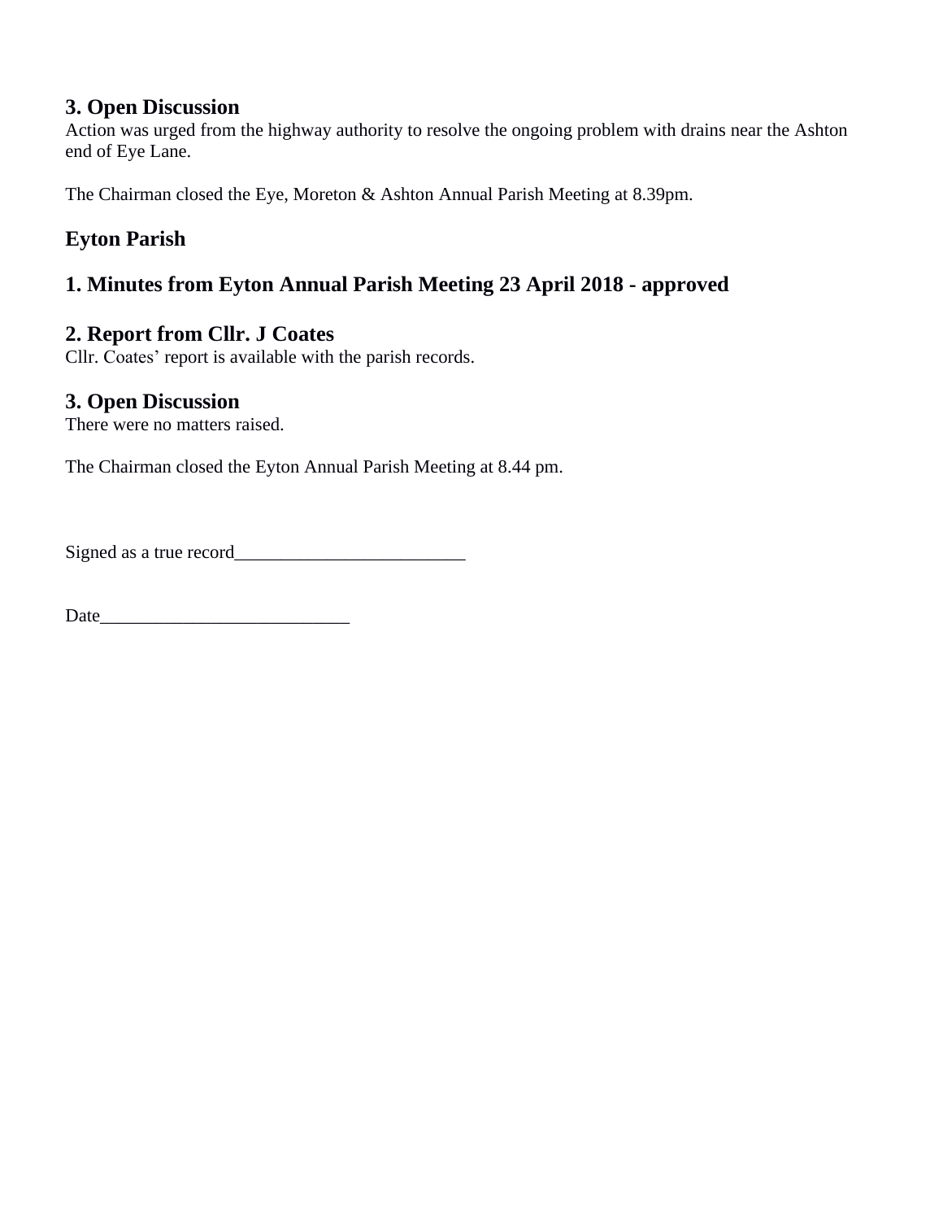## 3. Open Discussion

Action was urged from the highway authority to resolve the ongoing problem with drains near the Ashton end of Eye Lane.

The Chairman closed the Eye, Moreton & Ashton Annual Parish Meeting at 8.39pm.

## Eyton Parish

## 1. Minutes from Eyton Annual Parish Meeting 23 April 2018 - approved

## 2. Report from Cllr. J Coates

Cllr. Coates' report is available with the parish records.

## 3. Open Discussion

There were no matters raised.

The Chairman closed the Eyton Annual Parish Meeting at 8.44 pm.

Signed as a true record_________________________

Date___________________________